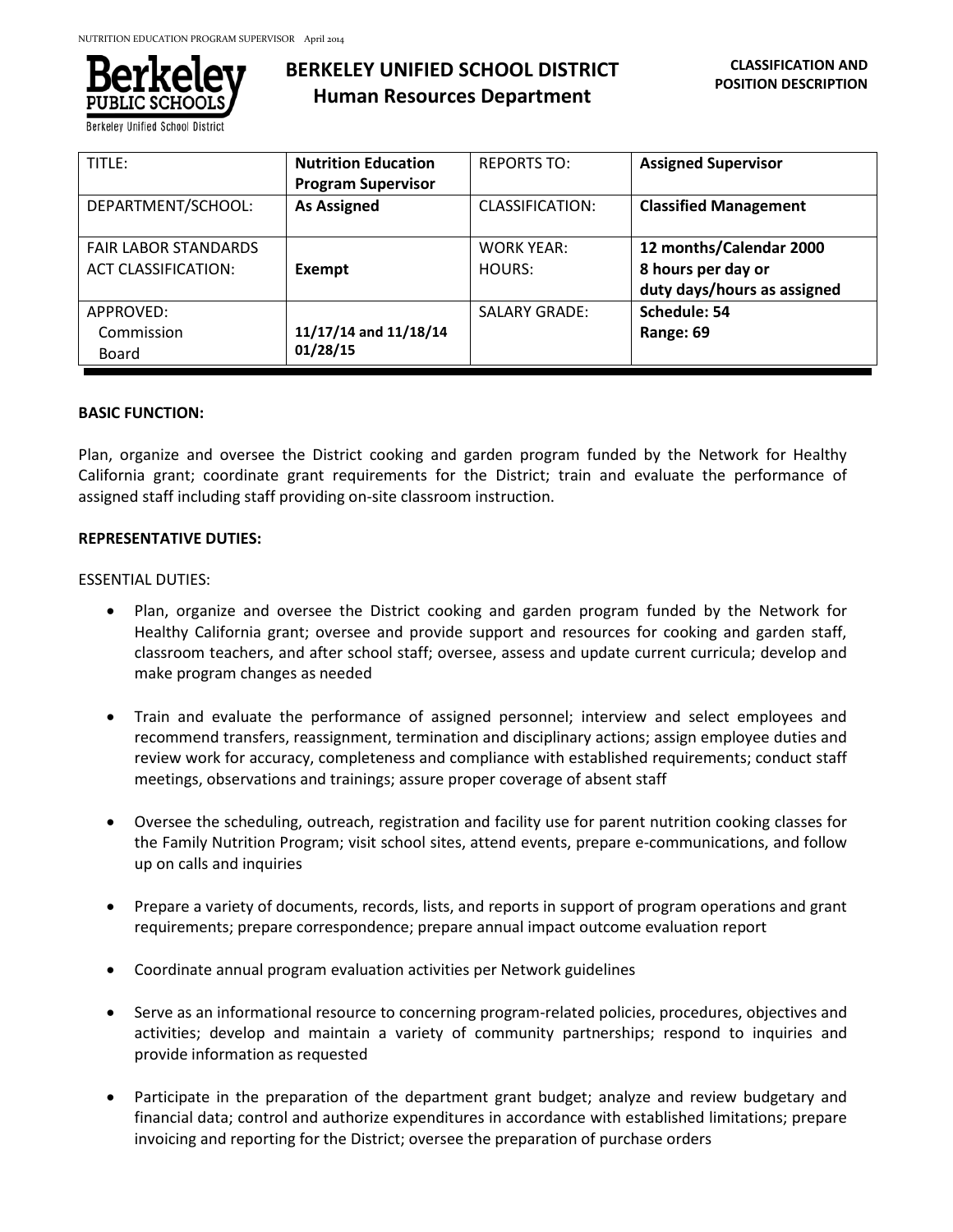# BERKELEY UNIFIED SCHOOL DISTRICT
## Human Resources Department

**CLASSIFICATION AND POSITION DESCRIPTION**

| TITLE: | **Nutrition Education Program Supervisor** | REPORTS TO: | **Assigned Supervisor** |
|---|---|---|---|
| DEPARTMENT/SCHOOL: | **As Assigned** | CLASSIFICATION: | **Classified Management** |
| FAIR LABOR STANDARDS ACT CLASSIFICATION: | **Exempt** | WORK YEAR: HOURS: | **12 months/Calendar 2000 8 hours per day or duty days/hours as assigned** |
| APPROVED: Commission Board | **11/17/14 and 11/18/14 01/28/15** | SALARY GRADE: | **Schedule: 54 Range: 69** |

**BASIC FUNCTION:**

Plan, organize and oversee the District cooking and garden program funded by the Network for Healthy California grant; coordinate grant requirements for the District; train and evaluate the performance of assigned staff including staff providing on-site classroom instruction.

**REPRESENTATIVE DUTIES:**

ESSENTIAL DUTIES:

- Plan, organize and oversee the District cooking and garden program funded by the Network for Healthy California grant; oversee and provide support and resources for cooking and garden staff, classroom teachers, and after school staff; oversee, assess and update current curricula; develop and make program changes as needed

- Train and evaluate the performance of assigned personnel; interview and select employees and recommend transfers, reassignment, termination and disciplinary actions; assign employee duties and review work for accuracy, completeness and compliance with established requirements; conduct staff meetings, observations and trainings; assure proper coverage of absent staff

- Oversee the scheduling, outreach, registration and facility use for parent nutrition cooking classes for the Family Nutrition Program; visit school sites, attend events, prepare e-communications, and follow up on calls and inquiries

- Prepare a variety of documents, records, lists, and reports in support of program operations and grant requirements; prepare correspondence; prepare annual impact outcome evaluation report

- Coordinate annual program evaluation activities per Network guidelines

- Serve as an informational resource to concerning program-related policies, procedures, objectives and activities; develop and maintain a variety of community partnerships; respond to inquiries and provide information as requested

- Participate in the preparation of the department grant budget; analyze and review budgetary and financial data; control and authorize expenditures in accordance with established limitations; prepare invoicing and reporting for the District; oversee the preparation of purchase orders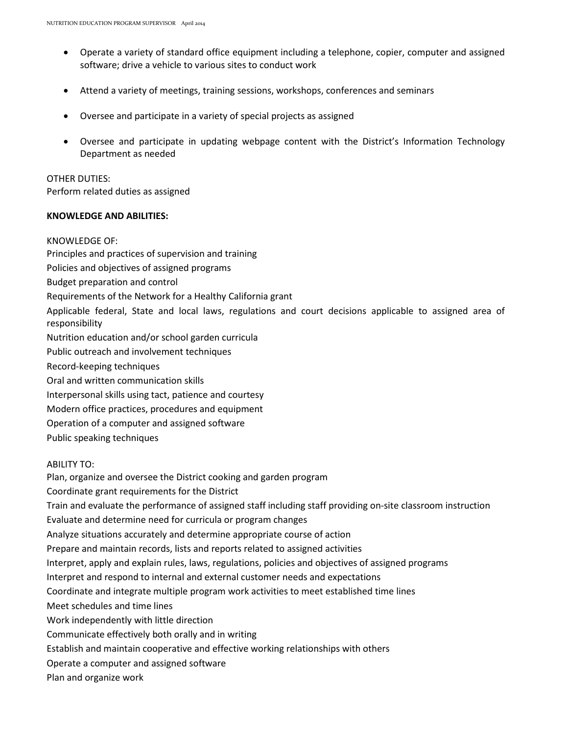- Operate a variety of standard office equipment including a telephone, copier, computer and assigned software; drive a vehicle to various sites to conduct work

- Attend a variety of meetings, training sessions, workshops, conferences and seminars

- Oversee and participate in a variety of special projects as assigned

- Oversee and participate in updating webpage content with the District's Information Technology Department as needed

OTHER DUTIES:
Perform related duties as assigned

**KNOWLEDGE AND ABILITIES:**

KNOWLEDGE OF:
Principles and practices of supervision and training
Policies and objectives of assigned programs
Budget preparation and control
Requirements of the Network for a Healthy California grant
Applicable federal, State and local laws, regulations and court decisions applicable to assigned area of responsibility
Nutrition education and/or school garden curricula
Public outreach and involvement techniques
Record-keeping techniques
Oral and written communication skills
Interpersonal skills using tact, patience and courtesy
Modern office practices, procedures and equipment
Operation of a computer and assigned software
Public speaking techniques

ABILITY TO:
Plan, organize and oversee the District cooking and garden program
Coordinate grant requirements for the District
Train and evaluate the performance of assigned staff including staff providing on-site classroom instruction
Evaluate and determine need for curricula or program changes
Analyze situations accurately and determine appropriate course of action
Prepare and maintain records, lists and reports related to assigned activities
Interpret, apply and explain rules, laws, regulations, policies and objectives of assigned programs
Interpret and respond to internal and external customer needs and expectations
Coordinate and integrate multiple program work activities to meet established time lines
Meet schedules and time lines
Work independently with little direction
Communicate effectively both orally and in writing
Establish and maintain cooperative and effective working relationships with others
Operate a computer and assigned software
Plan and organize work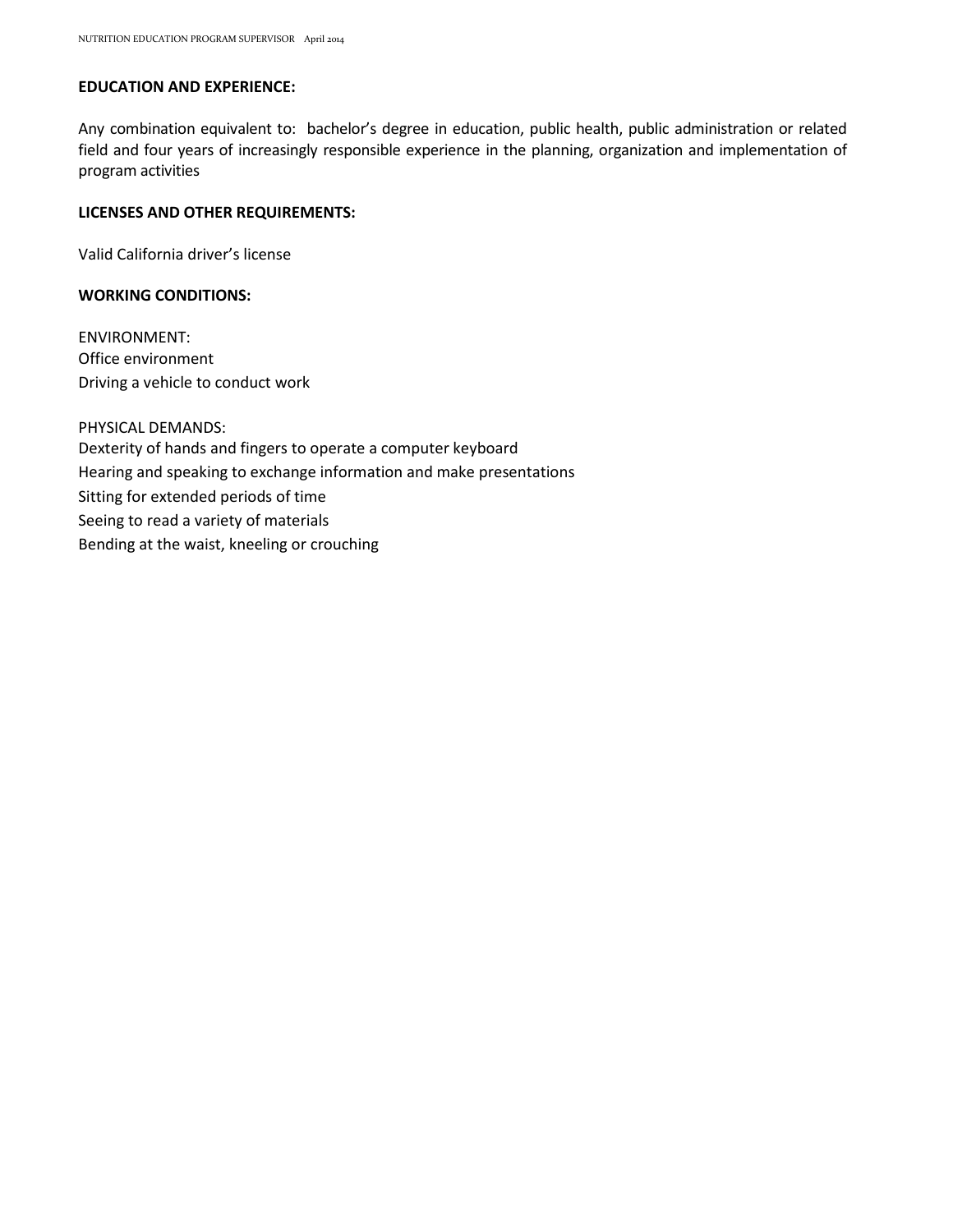**EDUCATION AND EXPERIENCE:**

Any combination equivalent to: bachelor's degree in education, public health, public administration or related field and four years of increasingly responsible experience in the planning, organization and implementation of program activities

**LICENSES AND OTHER REQUIREMENTS:**

Valid California driver's license

**WORKING CONDITIONS:**

ENVIRONMENT:
Office environment
Driving a vehicle to conduct work

PHYSICAL DEMANDS:
Dexterity of hands and fingers to operate a computer keyboard
Hearing and speaking to exchange information and make presentations
Sitting for extended periods of time
Seeing to read a variety of materials
Bending at the waist, kneeling or crouching